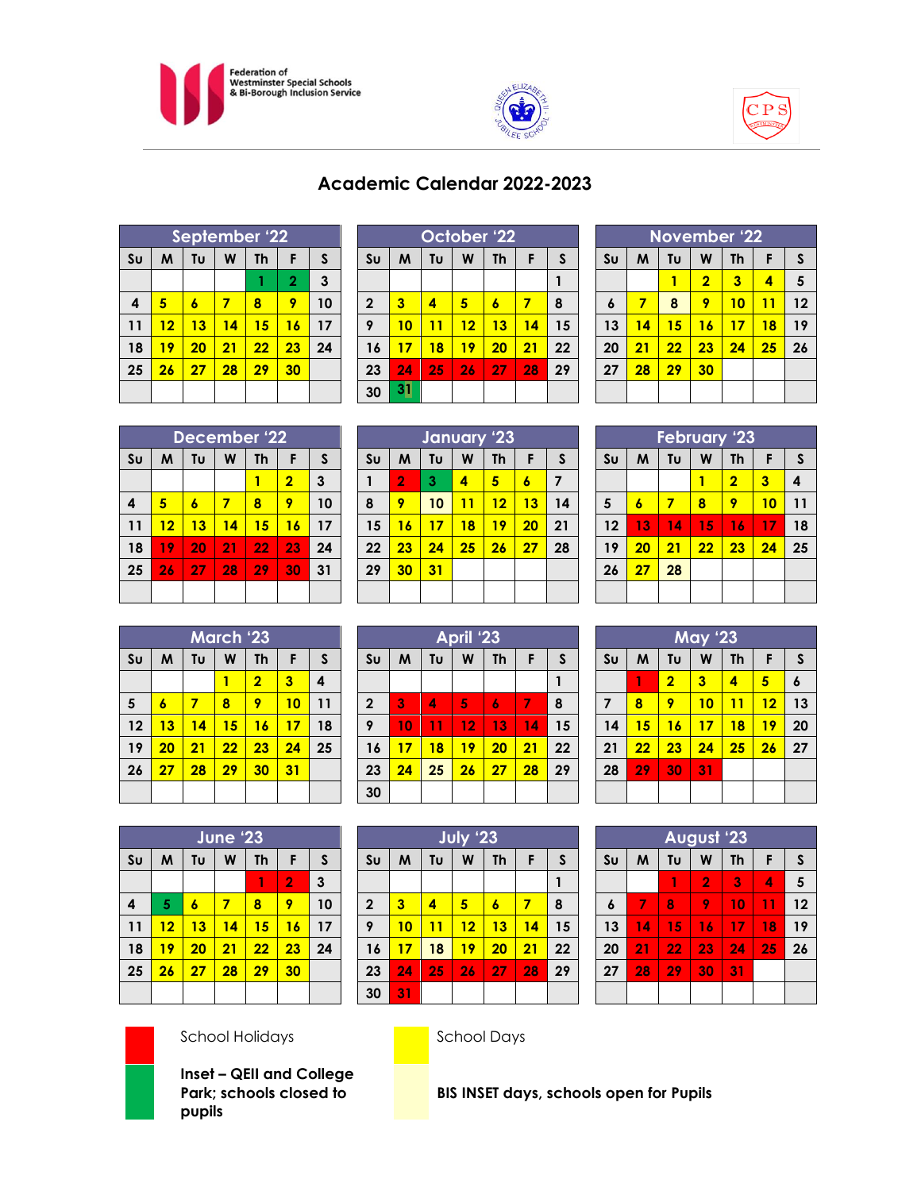Federation of Westminster Special Schools & Bi-Borough Inclusion Service

# Academic Calendar 2022-2023

| September '22 | | | | | | |
|---|---|---|---|---|---|---|
| Su | M | Tu | W | Th | F | S |
| | | | | 1 | 2 | 3 |
| 4 | 5 | 6 | 7 | 8 | 9 | 10 |
| 11 | 12 | 13 | 14 | 15 | 16 | 17 |
| 18 | 19 | 20 | 21 | 22 | 23 | 24 |
| 25 | 26 | 27 | 28 | 29 | 30 | |

| October '22 | | | | | | |
|---|---|---|---|---|---|---|
| Su | M | Tu | W | Th | F | S |
| | | | | | | 1 |
| 2 | 3 | 4 | 5 | 6 | 7 | 8 |
| 9 | 10 | 11 | 12 | 13 | 14 | 15 |
| 16 | 17 | 18 | 19 | 20 | 21 | 22 |
| 23 | 24 | 25 | 26 | 27 | 28 | 29 |
| 30 | 31 | | | | | |

| November '22 | | | | | | |
|---|---|---|---|---|---|---|
| Su | M | Tu | W | Th | F | S |
| | | 1 | 2 | 3 | 4 | 5 |
| 6 | 7 | 8 | 9 | 10 | 11 | 12 |
| 13 | 14 | 15 | 16 | 17 | 18 | 19 |
| 20 | 21 | 22 | 23 | 24 | 25 | 26 |
| 27 | 28 | 29 | 30 | | | |

| December '22 | | | | | | |
|---|---|---|---|---|---|---|
| Su | M | Tu | W | Th | F | S |
| | | | | 1 | 2 | 3 |
| 4 | 5 | 6 | 7 | 8 | 9 | 10 |
| 11 | 12 | 13 | 14 | 15 | 16 | 17 |
| 18 | 19 | 20 | 21 | 22 | 23 | 24 |
| 25 | 26 | 27 | 28 | 29 | 30 | 31 |

| January '23 | | | | | | |
|---|---|---|---|---|---|---|
| Su | M | Tu | W | Th | F | S |
| 1 | 2 | 3 | 4 | 5 | 6 | 7 |
| 8 | 9 | 10 | 11 | 12 | 13 | 14 |
| 15 | 16 | 17 | 18 | 19 | 20 | 21 |
| 22 | 23 | 24 | 25 | 26 | 27 | 28 |
| 29 | 30 | 31 | | | | |

| February '23 | | | | | | |
|---|---|---|---|---|---|---|
| Su | M | Tu | W | Th | F | S |
| | | | 1 | 2 | 3 | 4 |
| 5 | 6 | 7 | 8 | 9 | 10 | 11 |
| 12 | 13 | 14 | 15 | 16 | 17 | 18 |
| 19 | 20 | 21 | 22 | 23 | 24 | 25 |
| 26 | 27 | 28 | | | | |

| March '23 | | | | | | |
|---|---|---|---|---|---|---|
| Su | M | Tu | W | Th | F | S |
| | | | 1 | 2 | 3 | 4 |
| 5 | 6 | 7 | 8 | 9 | 10 | 11 |
| 12 | 13 | 14 | 15 | 16 | 17 | 18 |
| 19 | 20 | 21 | 22 | 23 | 24 | 25 |
| 26 | 27 | 28 | 29 | 30 | 31 | |

| April '23 | | | | | | |
|---|---|---|---|---|---|---|
| Su | M | Tu | W | Th | F | S |
| | | | | | | 1 |
| 2 | 3 | 4 | 5 | 6 | 7 | 8 |
| 9 | 10 | 11 | 12 | 13 | 14 | 15 |
| 16 | 17 | 18 | 19 | 20 | 21 | 22 |
| 23 | 24 | 25 | 26 | 27 | 28 | 29 |
| 30 | | | | | | |

| May '23 | | | | | | |
|---|---|---|---|---|---|---|
| Su | M | Tu | W | Th | F | S |
| | 1 | 2 | 3 | 4 | 5 | 6 |
| 7 | 8 | 9 | 10 | 11 | 12 | 13 |
| 14 | 15 | 16 | 17 | 18 | 19 | 20 |
| 21 | 22 | 23 | 24 | 25 | 26 | 27 |
| 28 | 29 | 30 | 31 | | | |

| June '23 | | | | | | |
|---|---|---|---|---|---|---|
| Su | M | Tu | W | Th | F | S |
| | | | | 1 | 2 | 3 |
| 4 | 5 | 6 | 7 | 8 | 9 | 10 |
| 11 | 12 | 13 | 14 | 15 | 16 | 17 |
| 18 | 19 | 20 | 21 | 22 | 23 | 24 |
| 25 | 26 | 27 | 28 | 29 | 30 | |

| July '23 | | | | | | |
|---|---|---|---|---|---|---|
| Su | M | Tu | W | Th | F | S |
| | | | | | | 1 |
| 2 | 3 | 4 | 5 | 6 | 7 | 8 |
| 9 | 10 | 11 | 12 | 13 | 14 | 15 |
| 16 | 17 | 18 | 19 | 20 | 21 | 22 |
| 23 | 24 | 25 | 26 | 27 | 28 | 29 |
| 30 | 31 | | | | | |

| August '23 | | | | | | |
|---|---|---|---|---|---|---|
| Su | M | Tu | W | Th | F | S |
| | | 1 | 2 | 3 | 4 | 5 |
| 6 | 7 | 8 | 9 | 10 | 11 | 12 |
| 13 | 14 | 15 | 16 | 17 | 18 | 19 |
| 20 | 21 | 22 | 23 | 24 | 25 | 26 |
| 27 | 28 | 29 | 30 | 31 | | |

School Holidays

School Days

**Inset – QEII and College Park; schools closed to pupils**

**BIS INSET days, schools open for Pupils**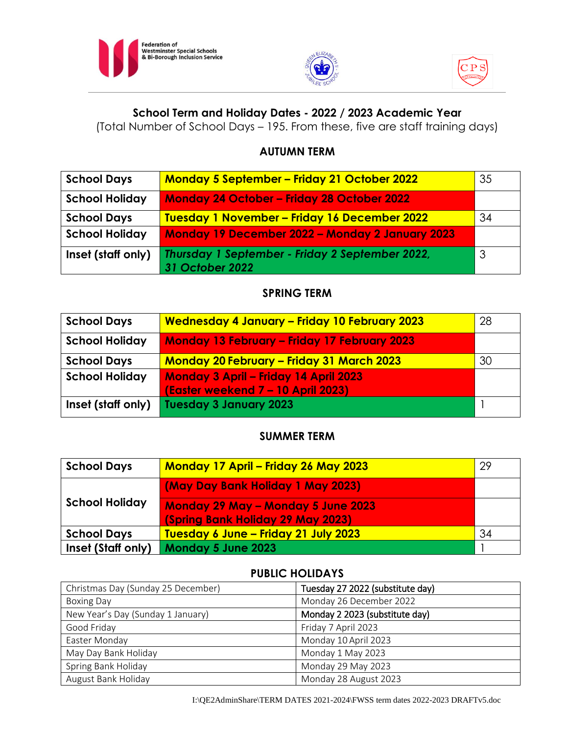Federation of Westminster Special Schools & Bi-Borough Inclusion Service

**School Term and Holiday Dates - 2022 / 2023 Academic Year**

(Total Number of School Days – 195. From these, five are staff training days)

## AUTUMN TERM

| | | |
|---|---|---|
| **School Days** | **Monday 5 September – Friday 21 October 2022** | 35 |
| **School Holiday** | **Monday 24 October – Friday 28 October 2022** | |
| **School Days** | **Tuesday 1 November – Friday 16 December 2022** | 34 |
| **School Holiday** | **Monday 19 December 2022 – Monday 2 January 2023** | |
| **Inset (staff only)** | ***Thursday 1 September - Friday 2 September 2022, 31 October 2022*** | 3 |

## SPRING TERM

| | | |
|---|---|---|
| **School Days** | **Wednesday 4 January – Friday 10 February 2023** | 28 |
| **School Holiday** | **Monday 13 February – Friday 17 February 2023** | |
| **School Days** | **Monday 20 February – Friday 31 March 2023** | 30 |
| **School Holiday** | **Monday 3 April – Friday 14 April 2023 (Easter weekend 7 – 10 April 2023)** | |
| **Inset (staff only)** | **Tuesday 3 January 2023** | 1 |

## SUMMER TERM

| | | |
|---|---|---|
| **School Days** | **Monday 17 April – Friday 26 May 2023** | 29 |
| **School Holiday** | **(May Day Bank Holiday 1 May 2023)** | |
| | **Monday 29 May – Monday 5 June 2023 (Spring Bank Holiday 29 May 2023)** | |
| **School Days** | **Tuesday 6 June – Friday 21 July 2023** | 34 |
| **Inset (Staff only)** | **Monday 5 June 2023** | 1 |

## PUBLIC HOLIDAYS

| | |
|---|---|
| Christmas Day (Sunday 25 December) | **Tuesday 27 2022 (substitute day)** |
| Boxing Day | Monday 26 December 2022 |
| New Year's Day (Sunday 1 January) | **Monday 2 2023 (substitute day)** |
| Good Friday | Friday 7 April 2023 |
| Easter Monday | Monday 10 April 2023 |
| May Day Bank Holiday | Monday 1 May 2023 |
| Spring Bank Holiday | Monday 29 May 2023 |
| August Bank Holiday | Monday 28 August 2023 |

I:\QE2AdminShare\TERM DATES 2021-2024\FWSS term dates 2022-2023 DRAFTv5.doc